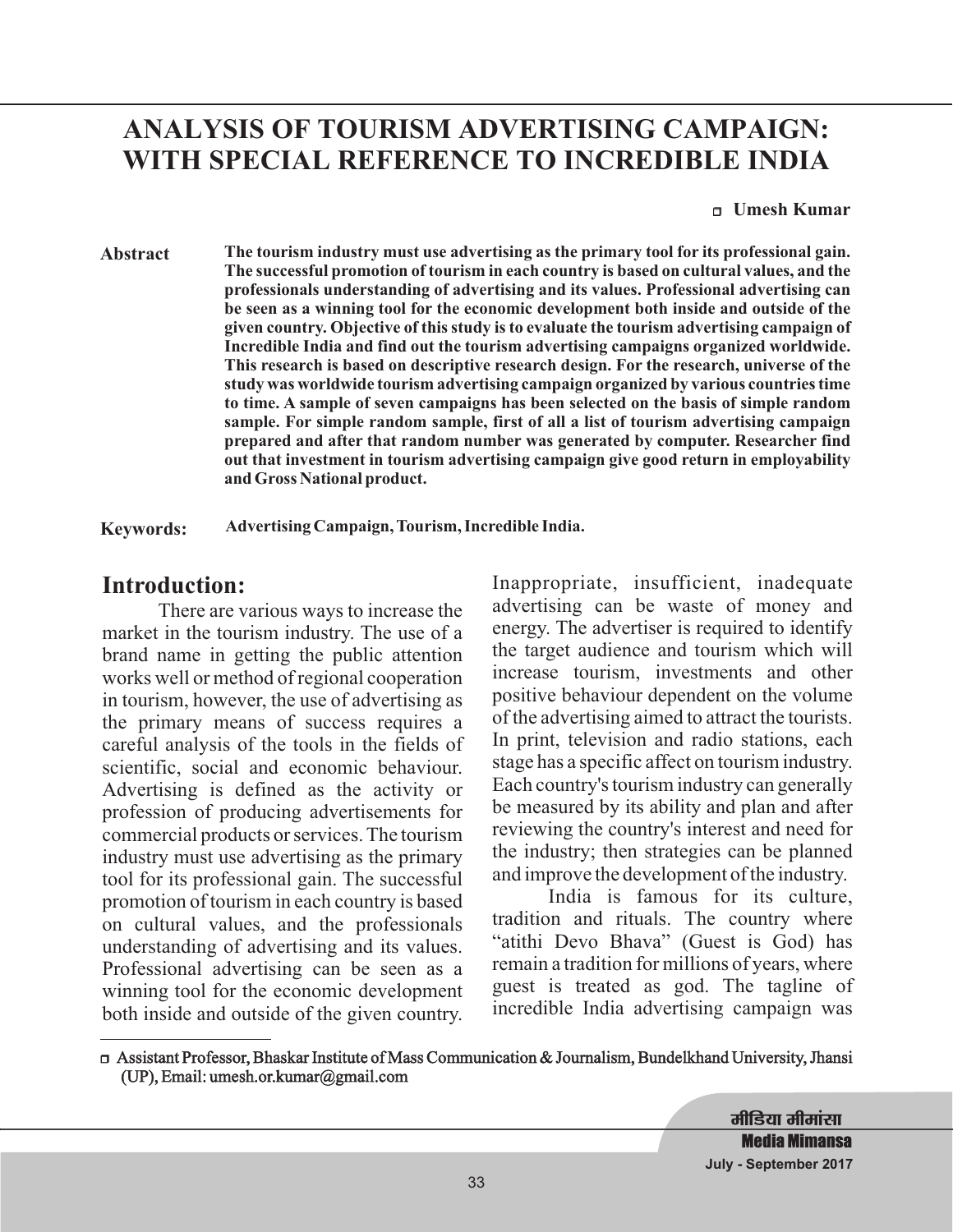# ANALYSIS OF TOURISM ADVERTISING CAMPAIGN: WITH SPECIAL REFERENCE TO INCREDIBLE INDIA

**Umesh Kumar**[□]

**Abstract** **The tourism industry must use advertising as the primary tool for its professional gain. The successful promotion of tourism in each country is based on cultural values, and the professionals understanding of advertising and its values. Professional advertising can be seen as a winning tool for the economic development both inside and outside of the given country. Objective of this study is to evaluate the tourism advertising campaign of Incredible India and find out the tourism advertising campaigns organized worldwide. This research is based on descriptive research design. For the research, universe of the study was worldwide tourism advertising campaign organized by various countries time to time. A sample of seven campaigns has been selected on the basis of simple random sample. For simple random sample, first of all a list of tourism advertising campaign prepared and after that random number was generated by computer. Researcher find out that investment in tourism advertising campaign give good return in employability and Gross National product.**

**Keywords:** **Advertising Campaign, Tourism, Incredible India.**

## Introduction:

There are various ways to increase the market in the tourism industry. The use of a brand name in getting the public attention works well or method of regional cooperation in tourism, however, the use of advertising as the primary means of success requires a careful analysis of the tools in the fields of scientific, social and economic behaviour. Advertising is defined as the activity or profession of producing advertisements for commercial products or services. The tourism industry must use advertising as the primary tool for its professional gain. The successful promotion of tourism in each country is based on cultural values, and the professionals understanding of advertising and its values. Professional advertising can be seen as a winning tool for the economic development both inside and outside of the given country. Inappropriate, insufficient, inadequate advertising can be waste of money and energy. The advertiser is required to identify the target audience and tourism which will increase tourism, investments and other positive behaviour dependent on the volume of the advertising aimed to attract the tourists. In print, television and radio stations, each stage has a specific affect on tourism industry. Each country's tourism industry can generally be measured by its ability and plan and after reviewing the country's interest and need for the industry; then strategies can be planned and improve the development of the industry.

India is famous for its culture, tradition and rituals. The country where "atithi Devo Bhava" (Guest is God) has remain a tradition for millions of years, where guest is treated as god. The tagline of incredible India advertising campaign was

---

□ Assistant Professor, Bhaskar Institute of Mass Communication & Journalism, Bundelkhand University, Jhansi (UP), Email: umesh.or.kumar@gmail.com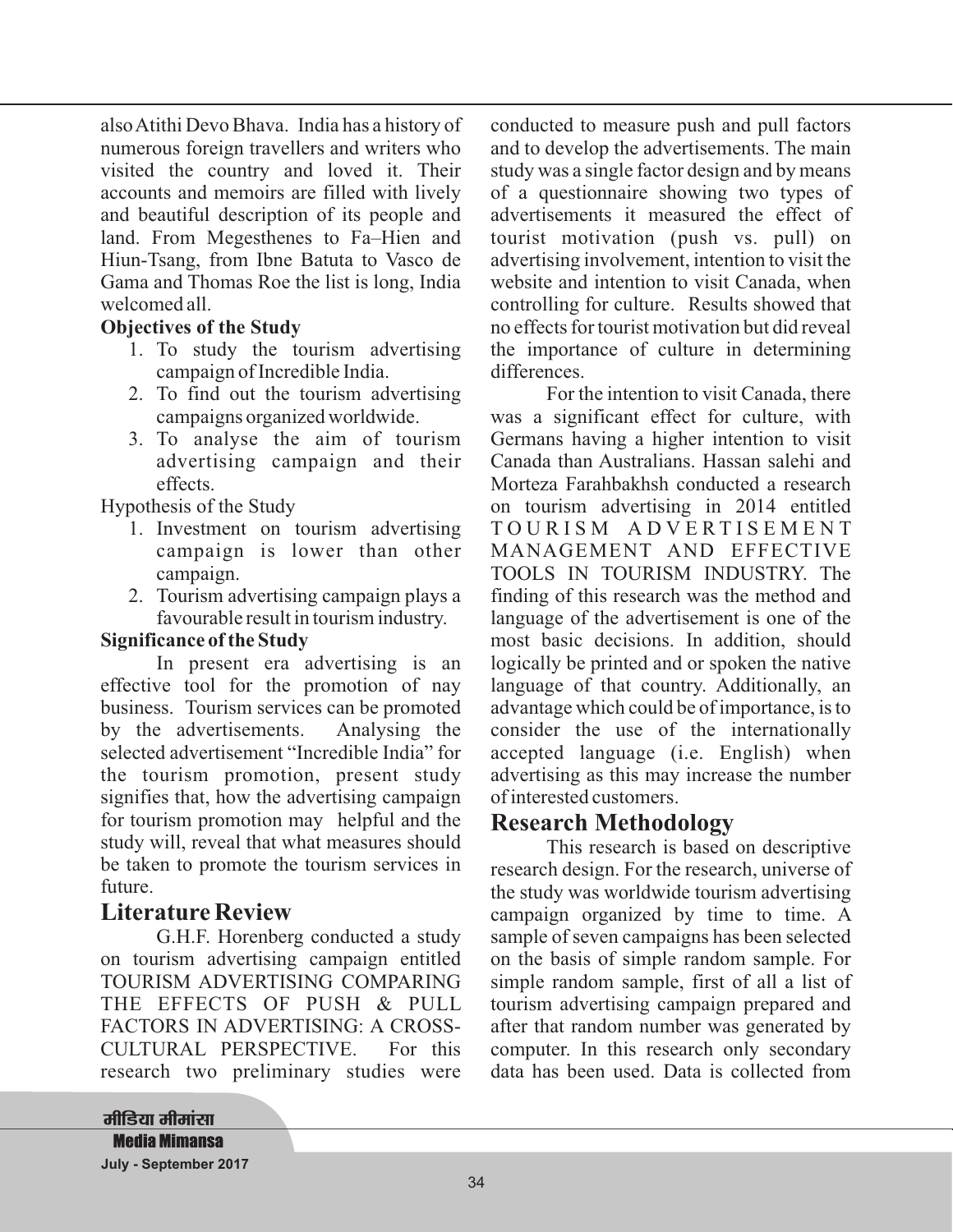also Atithi Devo Bhava. India has a history of numerous foreign travellers and writers who visited the country and loved it. Their accounts and memoirs are filled with lively and beautiful description of its people and land. From Megesthenes to Fa–Hien and Hiun-Tsang, from Ibne Batuta to Vasco de Gama and Thomas Roe the list is long, India welcomed all.

**Objectives of the Study**

1. To study the tourism advertising campaign of Incredible India.
2. To find out the tourism advertising campaigns organized worldwide.
3. To analyse the aim of tourism advertising campaign and their effects.

Hypothesis of the Study

1. Investment on tourism advertising campaign is lower than other campaign.
2. Tourism advertising campaign plays a favourable result in tourism industry.

**Significance of the Study**

In present era advertising is an effective tool for the promotion of nay business. Tourism services can be promoted by the advertisements. Analysing the selected advertisement "Incredible India" for the tourism promotion, present study signifies that, how the advertising campaign for tourism promotion may helpful and the study will, reveal that what measures should be taken to promote the tourism services in future.

## Literature Review

G.H.F. Horenberg conducted a study on tourism advertising campaign entitled TOURISM ADVERTISING COMPARING THE EFFECTS OF PUSH & PULL FACTORS IN ADVERTISING: A CROSS-CULTURAL PERSPECTIVE. For this research two preliminary studies were conducted to measure push and pull factors and to develop the advertisements. The main study was a single factor design and by means of a questionnaire showing two types of advertisements it measured the effect of tourist motivation (push vs. pull) on advertising involvement, intention to visit the website and intention to visit Canada, when controlling for culture. Results showed that no effects for tourist motivation but did reveal the importance of culture in determining differences.

For the intention to visit Canada, there was a significant effect for culture, with Germans having a higher intention to visit Canada than Australians. Hassan salehi and Morteza Farahbakhsh conducted a research on tourism advertising in 2014 entitled TOURISM ADVERTISEMENT MANAGEMENT AND EFFECTIVE TOOLS IN TOURISM INDUSTRY. The finding of this research was the method and language of the advertisement is one of the most basic decisions. In addition, should logically be printed and or spoken the native language of that country. Additionally, an advantage which could be of importance, is to consider the use of the internationally accepted language (i.e. English) when advertising as this may increase the number of interested customers.

## Research Methodology

This research is based on descriptive research design. For the research, universe of the study was worldwide tourism advertising campaign organized by time to time. A sample of seven campaigns has been selected on the basis of simple random sample. For simple random sample, first of all a list of tourism advertising campaign prepared and after that random number was generated by computer. In this research only secondary data has been used. Data is collected from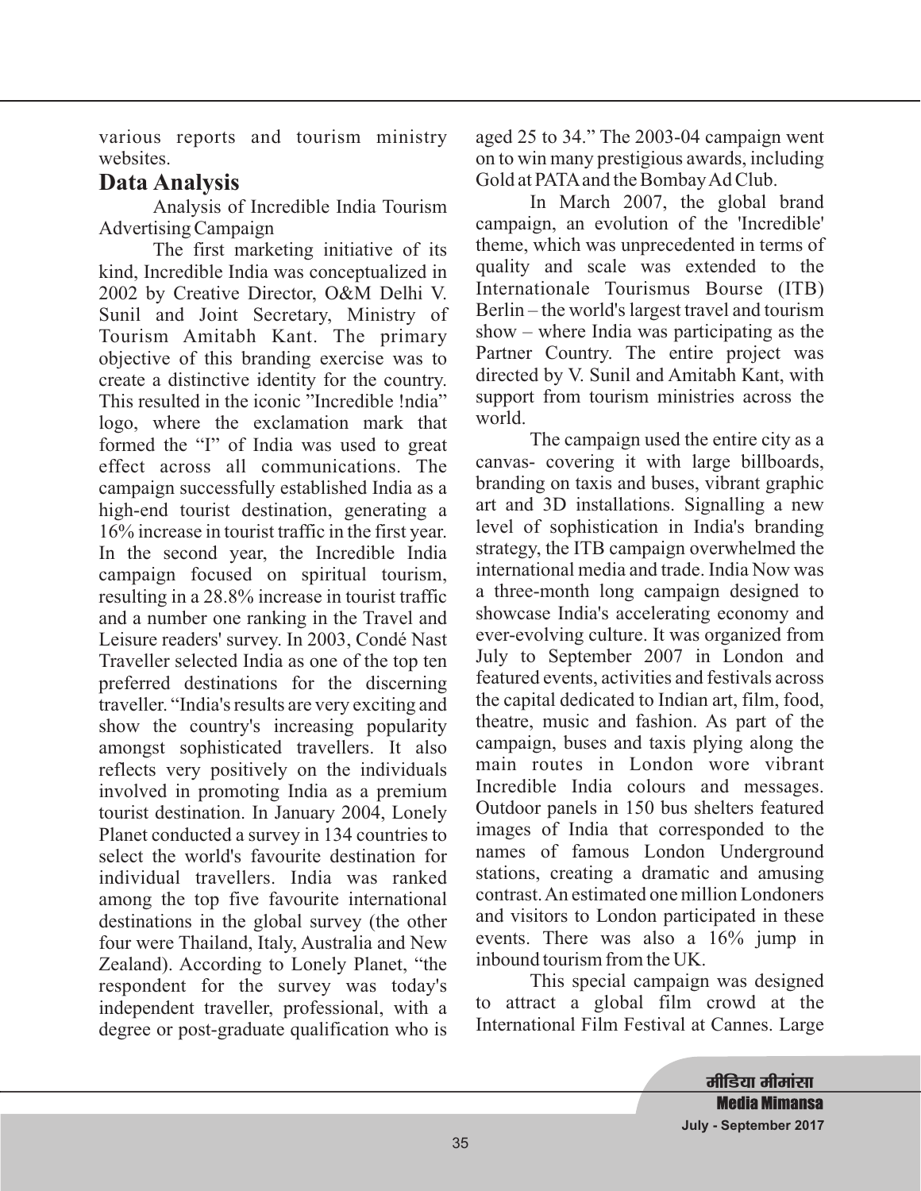various reports and tourism ministry websites.

## Data Analysis

Analysis of Incredible India Tourism Advertising Campaign

The first marketing initiative of its kind, Incredible India was conceptualized in 2002 by Creative Director, O&M Delhi V. Sunil and Joint Secretary, Ministry of Tourism Amitabh Kant. The primary objective of this branding exercise was to create a distinctive identity for the country. This resulted in the iconic "Incredible !ndia" logo, where the exclamation mark that formed the "I" of India was used to great effect across all communications. The campaign successfully established India as a high-end tourist destination, generating a 16% increase in tourist traffic in the first year. In the second year, the Incredible India campaign focused on spiritual tourism, resulting in a 28.8% increase in tourist traffic and a number one ranking in the Travel and Leisure readers' survey. In 2003, Condé Nast Traveller selected India as one of the top ten preferred destinations for the discerning traveller. "India's results are very exciting and show the country's increasing popularity amongst sophisticated travellers. It also reflects very positively on the individuals involved in promoting India as a premium tourist destination. In January 2004, Lonely Planet conducted a survey in 134 countries to select the world's favourite destination for individual travellers. India was ranked among the top five favourite international destinations in the global survey (the other four were Thailand, Italy, Australia and New Zealand). According to Lonely Planet, "the respondent for the survey was today's independent traveller, professional, with a degree or post-graduate qualification who is aged 25 to 34." The 2003-04 campaign went on to win many prestigious awards, including Gold at PATA and the Bombay Ad Club.

In March 2007, the global brand campaign, an evolution of the 'Incredible' theme, which was unprecedented in terms of quality and scale was extended to the Internationale Tourismus Bourse (ITB) Berlin – the world's largest travel and tourism show – where India was participating as the Partner Country. The entire project was directed by V. Sunil and Amitabh Kant, with support from tourism ministries across the world.

The campaign used the entire city as a canvas- covering it with large billboards, branding on taxis and buses, vibrant graphic art and 3D installations. Signalling a new level of sophistication in India's branding strategy, the ITB campaign overwhelmed the international media and trade. India Now was a three-month long campaign designed to showcase India's accelerating economy and ever-evolving culture. It was organized from July to September 2007 in London and featured events, activities and festivals across the capital dedicated to Indian art, film, food, theatre, music and fashion. As part of the campaign, buses and taxis plying along the main routes in London wore vibrant Incredible India colours and messages. Outdoor panels in 150 bus shelters featured images of India that corresponded to the names of famous London Underground stations, creating a dramatic and amusing contrast. An estimated one million Londoners and visitors to London participated in these events. There was also a 16% jump in inbound tourism from the UK.

This special campaign was designed to attract a global film crowd at the International Film Festival at Cannes. Large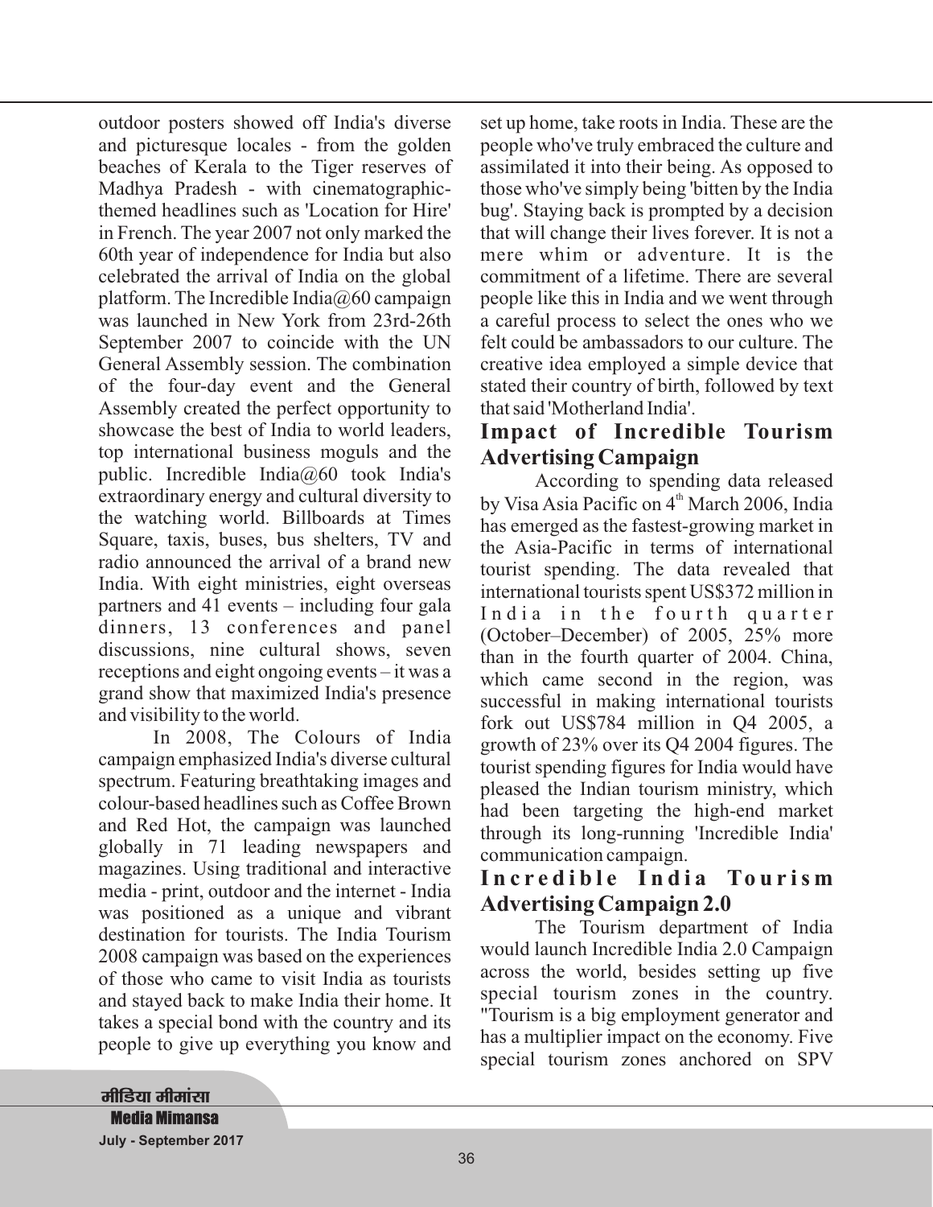outdoor posters showed off India's diverse and picturesque locales - from the golden beaches of Kerala to the Tiger reserves of Madhya Pradesh - with cinematographic-themed headlines such as 'Location for Hire' in French. The year 2007 not only marked the 60th year of independence for India but also celebrated the arrival of India on the global platform. The Incredible India@60 campaign was launched in New York from 23rd-26th September 2007 to coincide with the UN General Assembly session. The combination of the four-day event and the General Assembly created the perfect opportunity to showcase the best of India to world leaders, top international business moguls and the public. Incredible India@60 took India's extraordinary energy and cultural diversity to the watching world. Billboards at Times Square, taxis, buses, bus shelters, TV and radio announced the arrival of a brand new India. With eight ministries, eight overseas partners and 41 events – including four gala dinners, 13 conferences and panel discussions, nine cultural shows, seven receptions and eight ongoing events – it was a grand show that maximized India's presence and visibility to the world.

In 2008, The Colours of India campaign emphasized India's diverse cultural spectrum. Featuring breathtaking images and colour-based headlines such as Coffee Brown and Red Hot, the campaign was launched globally in 71 leading newspapers and magazines. Using traditional and interactive media - print, outdoor and the internet - India was positioned as a unique and vibrant destination for tourists. The India Tourism 2008 campaign was based on the experiences of those who came to visit India as tourists and stayed back to make India their home. It takes a special bond with the country and its people to give up everything you know and set up home, take roots in India. These are the people who've truly embraced the culture and assimilated it into their being. As opposed to those who've simply being 'bitten by the India bug'. Staying back is prompted by a decision that will change their lives forever. It is not a mere whim or adventure. It is the commitment of a lifetime. There are several people like this in India and we went through a careful process to select the ones who we felt could be ambassadors to our culture. The creative idea employed a simple device that stated their country of birth, followed by text that said 'Motherland India'.

## Impact of Incredible Tourism Advertising Campaign

According to spending data released by Visa Asia Pacific on 4th March 2006, India has emerged as the fastest-growing market in the Asia-Pacific in terms of international tourist spending. The data revealed that international tourists spent US$372 million in India in the fourth quarter (October–December) of 2005, 25% more than in the fourth quarter of 2004. China, which came second in the region, was successful in making international tourists fork out US$784 million in Q4 2005, a growth of 23% over its Q4 2004 figures. The tourist spending figures for India would have pleased the Indian tourism ministry, which had been targeting the high-end market through its long-running 'Incredible India' communication campaign.

## Incredible India Tourism Advertising Campaign 2.0

The Tourism department of India would launch Incredible India 2.0 Campaign across the world, besides setting up five special tourism zones in the country. "Tourism is a big employment generator and has a multiplier impact on the economy. Five special tourism zones anchored on SPV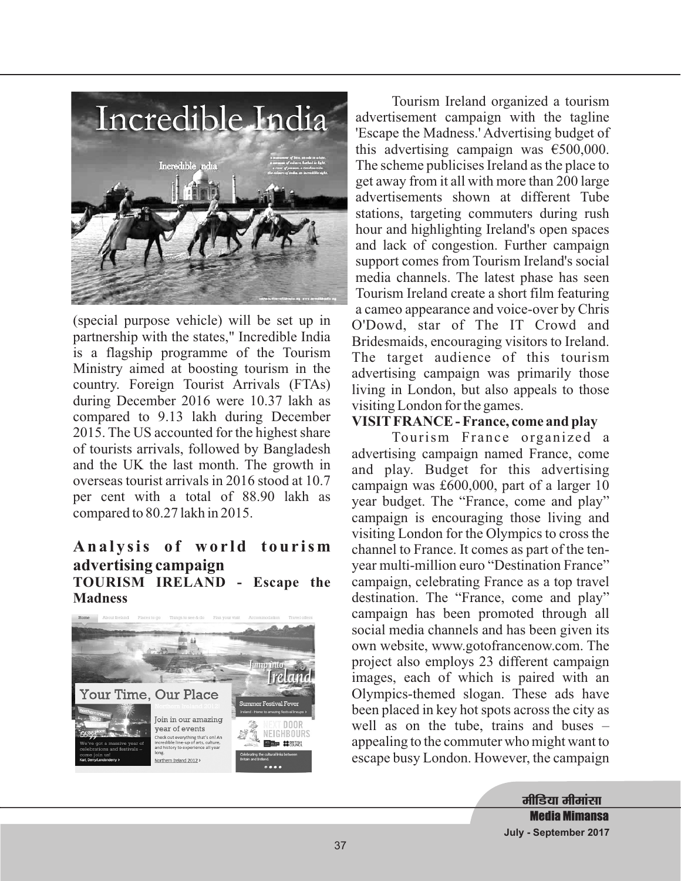(special purpose vehicle) will be set up in partnership with the states," Incredible India is a flagship programme of the Tourism Ministry aimed at boosting tourism in the country. Foreign Tourist Arrivals (FTAs) during December 2016 were 10.37 lakh as compared to 9.13 lakh during December 2015. The US accounted for the highest share of tourists arrivals, followed by Bangladesh and the UK the last month. The growth in overseas tourist arrivals in 2016 stood at 10.7 per cent with a total of 88.90 lakh as compared to 80.27 lakh in 2015.

## Analysis of world tourism advertising campaign

### TOURISM IRELAND - Escape the Madness

Tourism Ireland organized a tourism advertisement campaign with the tagline 'Escape the Madness.' Advertising budget of this advertising campaign was €500,000. The scheme publicises Ireland as the place to get away from it all with more than 200 large advertisements shown at different Tube stations, targeting commuters during rush hour and highlighting Ireland's open spaces and lack of congestion. Further campaign support comes from Tourism Ireland's social media channels. The latest phase has seen Tourism Ireland create a short film featuring a cameo appearance and voice-over by Chris O'Dowd, star of The IT Crowd and Bridesmaids, encouraging visitors to Ireland. The target audience of this tourism advertising campaign was primarily those living in London, but also appeals to those visiting London for the games.

### VISIT FRANCE - France, come and play

Tourism France organized a advertising campaign named France, come and play. Budget for this advertising campaign was £600,000, part of a larger 10 year budget. The "France, come and play" campaign is encouraging those living and visiting London for the Olympics to cross the channel to France. It comes as part of the ten-year multi-million euro "Destination France" campaign, celebrating France as a top travel destination. The "France, come and play" campaign has been promoted through all social media channels and has been given its own website, www.gotofrancenow.com. The project also employs 23 different campaign images, each of which is paired with an Olympics-themed slogan. These ads have been placed in key hot spots across the city as well as on the tube, trains and buses – appealing to the commuter who might want to escape busy London. However, the campaign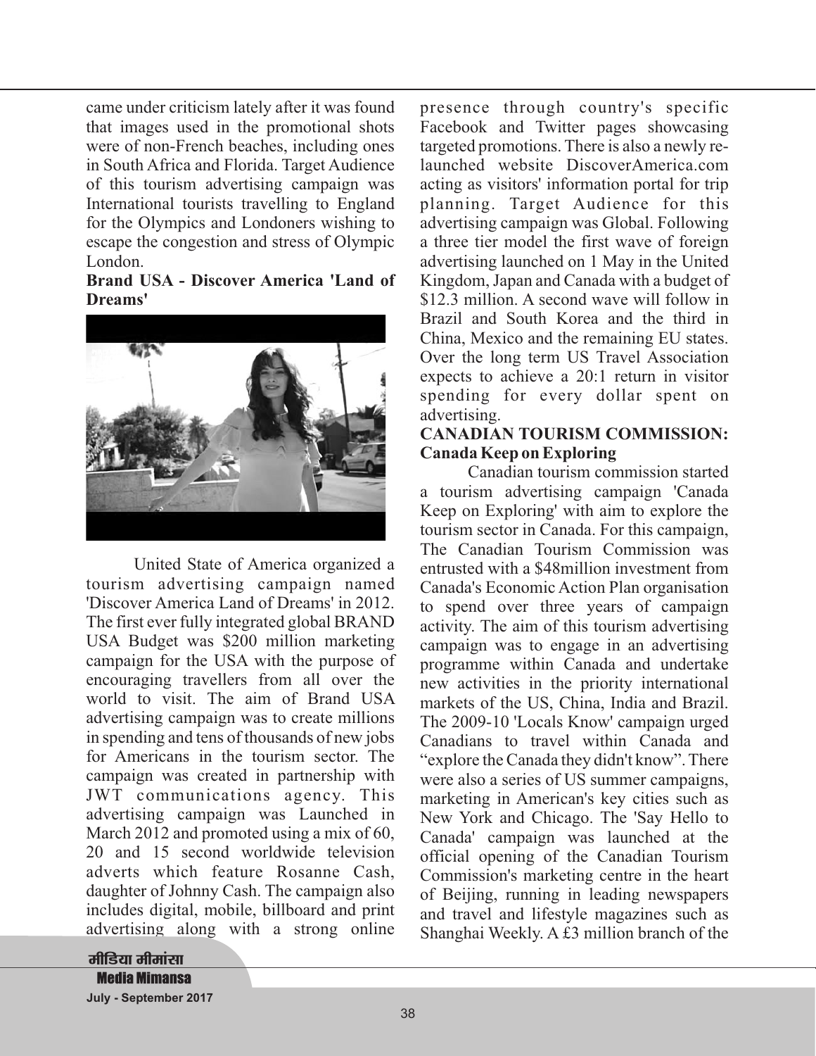came under criticism lately after it was found that images used in the promotional shots were of non-French beaches, including ones in South Africa and Florida. Target Audience of this tourism advertising campaign was International tourists travelling to England for the Olympics and Londoners wishing to escape the congestion and stress of Olympic London.

**Brand USA - Discover America 'Land of Dreams'**

United State of America organized a tourism advertising campaign named 'Discover America Land of Dreams' in 2012. The first ever fully integrated global BRAND USA Budget was $200 million marketing campaign for the USA with the purpose of encouraging travellers from all over the world to visit. The aim of Brand USA advertising campaign was to create millions in spending and tens of thousands of new jobs for Americans in the tourism sector. The campaign was created in partnership with JWT communications agency. This advertising campaign was Launched in March 2012 and promoted using a mix of 60, 20 and 15 second worldwide television adverts which feature Rosanne Cash, daughter of Johnny Cash. The campaign also includes digital, mobile, billboard and print advertising along with a strong online presence through country's specific Facebook and Twitter pages showcasing targeted promotions. There is also a newly re-launched website DiscoverAmerica.com acting as visitors' information portal for trip planning. Target Audience for this advertising campaign was Global. Following a three tier model the first wave of foreign advertising launched on 1 May in the United Kingdom, Japan and Canada with a budget of $12.3 million. A second wave will follow in Brazil and South Korea and the third in China, Mexico and the remaining EU states. Over the long term US Travel Association expects to achieve a 20:1 return in visitor spending for every dollar spent on advertising.

**CANADIAN TOURISM COMMISSION: Canada Keep on Exploring**

Canadian tourism commission started a tourism advertising campaign 'Canada Keep on Exploring' with aim to explore the tourism sector in Canada. For this campaign, The Canadian Tourism Commission was entrusted with a $48million investment from Canada's Economic Action Plan organisation to spend over three years of campaign activity. The aim of this tourism advertising campaign was to engage in an advertising programme within Canada and undertake new activities in the priority international markets of the US, China, India and Brazil. The 2009-10 'Locals Know' campaign urged Canadians to travel within Canada and "explore the Canada they didn't know". There were also a series of US summer campaigns, marketing in American's key cities such as New York and Chicago. The 'Say Hello to Canada' campaign was launched at the official opening of the Canadian Tourism Commission's marketing centre in the heart of Beijing, running in leading newspapers and travel and lifestyle magazines such as Shanghai Weekly. A £3 million branch of the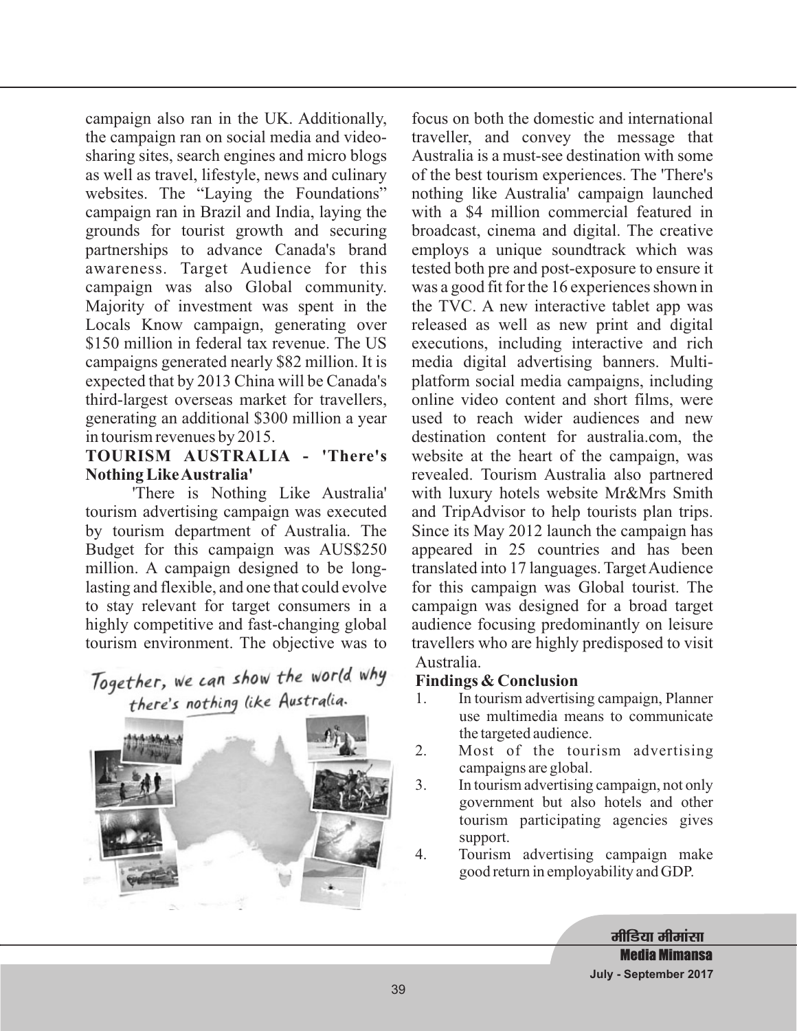campaign also ran in the UK. Additionally, the campaign ran on social media and video-sharing sites, search engines and micro blogs as well as travel, lifestyle, news and culinary websites. The "Laying the Foundations" campaign ran in Brazil and India, laying the grounds for tourist growth and securing partnerships to advance Canada's brand awareness. Target Audience for this campaign was also Global community. Majority of investment was spent in the Locals Know campaign, generating over $150 million in federal tax revenue. The US campaigns generated nearly $82 million. It is expected that by 2013 China will be Canada's third-largest overseas market for travellers, generating an additional $300 million a year in tourism revenues by 2015.

**TOURISM AUSTRALIA - 'There's Nothing Like Australia'**

'There is Nothing Like Australia' tourism advertising campaign was executed by tourism department of Australia. The Budget for this campaign was AUS$250 million. A campaign designed to be long-lasting and flexible, and one that could evolve to stay relevant for target consumers in a highly competitive and fast-changing global tourism environment. The objective was to focus on both the domestic and international traveller, and convey the message that Australia is a must-see destination with some of the best tourism experiences. The 'There's nothing like Australia' campaign launched with a $4 million commercial featured in broadcast, cinema and digital. The creative employs a unique soundtrack which was tested both pre and post-exposure to ensure it was a good fit for the 16 experiences shown in the TVC. A new interactive tablet app was released as well as new print and digital executions, including interactive and rich media digital advertising banners. Multi-platform social media campaigns, including online video content and short films, were used to reach wider audiences and new destination content for australia.com, the website at the heart of the campaign, was revealed. Tourism Australia also partnered with luxury hotels website Mr&Mrs Smith and TripAdvisor to help tourists plan trips. Since its May 2012 launch the campaign has appeared in 25 countries and has been translated into 17 languages. Target Audience for this campaign was Global tourist. The campaign was designed for a broad target audience focusing predominantly on leisure travellers who are highly predisposed to visit Australia.

**Findings & Conclusion**

1. In tourism advertising campaign, Planner use multimedia means to communicate the targeted audience.
2. Most of the tourism advertising campaigns are global.
3. In tourism advertising campaign, not only government but also hotels and other tourism participating agencies gives support.
4. Tourism advertising campaign make good return in employability and GDP.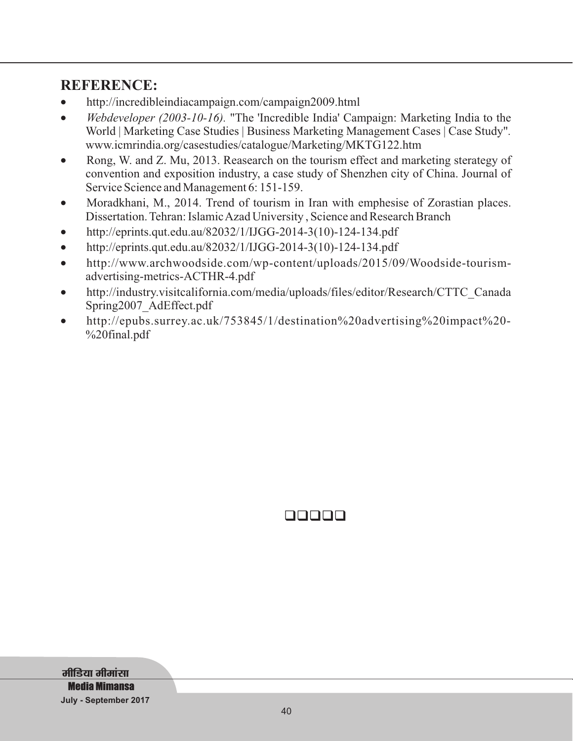## REFERENCE:

- http://incredibleindiacampaign.com/campaign2009.html
- *Webdeveloper (2003-10-16).* "The 'Incredible India' Campaign: Marketing India to the World | Marketing Case Studies | Business Marketing Management Cases | Case Study". www.icmrindia.org/casestudies/catalogue/Marketing/MKTG122.htm
- Rong, W. and Z. Mu, 2013. Reasearch on the tourism effect and marketing sterategy of convention and exposition industry, a case study of Shenzhen city of China. Journal of Service Science and Management 6: 151-159.
- Moradkhani, M., 2014. Trend of tourism in Iran with emphesise of Zorastian places. Dissertation. Tehran: Islamic Azad University , Science and Research Branch
- http://eprints.qut.edu.au/82032/1/IJGG-2014-3(10)-124-134.pdf
- http://eprints.qut.edu.au/82032/1/IJGG-2014-3(10)-124-134.pdf
- http://www.archwoodside.com/wp-content/uploads/2015/09/Woodside-tourism-advertising-metrics-ACTHR-4.pdf
- http://industry.visitcalifornia.com/media/uploads/files/editor/Research/CTTC_Canada Spring2007_AdEffect.pdf
- http://epubs.surrey.ac.uk/753845/1/destination%20advertising%20impact%20-%20final.pdf

❑❑❑❑❑